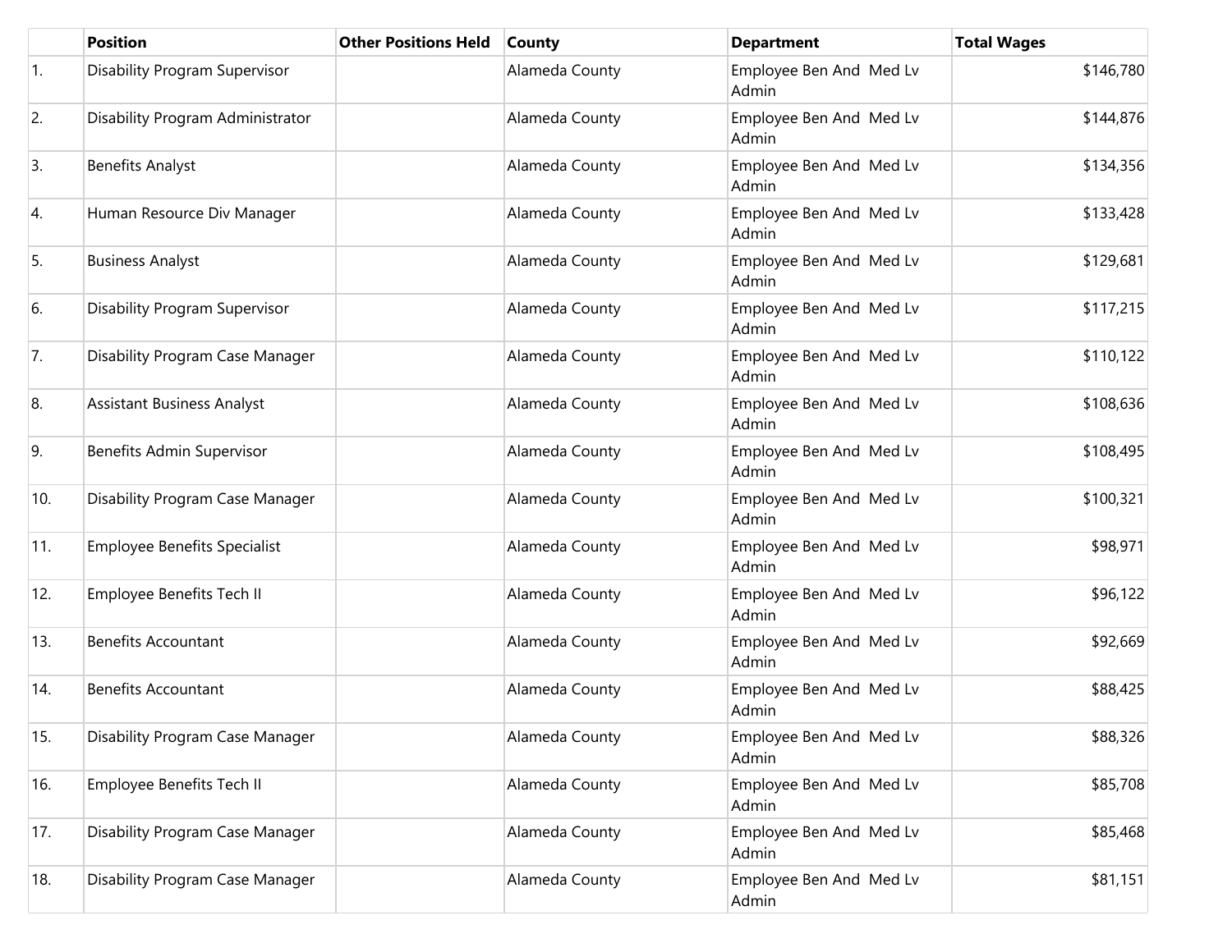| | Position | Other Positions Held | County | Department | Total Wages |
|---|---|---|---|---|---|
| 1. | Disability Program Supervisor | | Alameda County | Employee Ben And Med Lv Admin | $146,780 |
| 2. | Disability Program Administrator | | Alameda County | Employee Ben And Med Lv Admin | $144,876 |
| 3. | Benefits Analyst | | Alameda County | Employee Ben And Med Lv Admin | $134,356 |
| 4. | Human Resource Div Manager | | Alameda County | Employee Ben And Med Lv Admin | $133,428 |
| 5. | Business Analyst | | Alameda County | Employee Ben And Med Lv Admin | $129,681 |
| 6. | Disability Program Supervisor | | Alameda County | Employee Ben And Med Lv Admin | $117,215 |
| 7. | Disability Program Case Manager | | Alameda County | Employee Ben And Med Lv Admin | $110,122 |
| 8. | Assistant Business Analyst | | Alameda County | Employee Ben And Med Lv Admin | $108,636 |
| 9. | Benefits Admin Supervisor | | Alameda County | Employee Ben And Med Lv Admin | $108,495 |
| 10. | Disability Program Case Manager | | Alameda County | Employee Ben And Med Lv Admin | $100,321 |
| 11. | Employee Benefits Specialist | | Alameda County | Employee Ben And Med Lv Admin | $98,971 |
| 12. | Employee Benefits Tech II | | Alameda County | Employee Ben And Med Lv Admin | $96,122 |
| 13. | Benefits Accountant | | Alameda County | Employee Ben And Med Lv Admin | $92,669 |
| 14. | Benefits Accountant | | Alameda County | Employee Ben And Med Lv Admin | $88,425 |
| 15. | Disability Program Case Manager | | Alameda County | Employee Ben And Med Lv Admin | $88,326 |
| 16. | Employee Benefits Tech II | | Alameda County | Employee Ben And Med Lv Admin | $85,708 |
| 17. | Disability Program Case Manager | | Alameda County | Employee Ben And Med Lv Admin | $85,468 |
| 18. | Disability Program Case Manager | | Alameda County | Employee Ben And Med Lv Admin | $81,151 |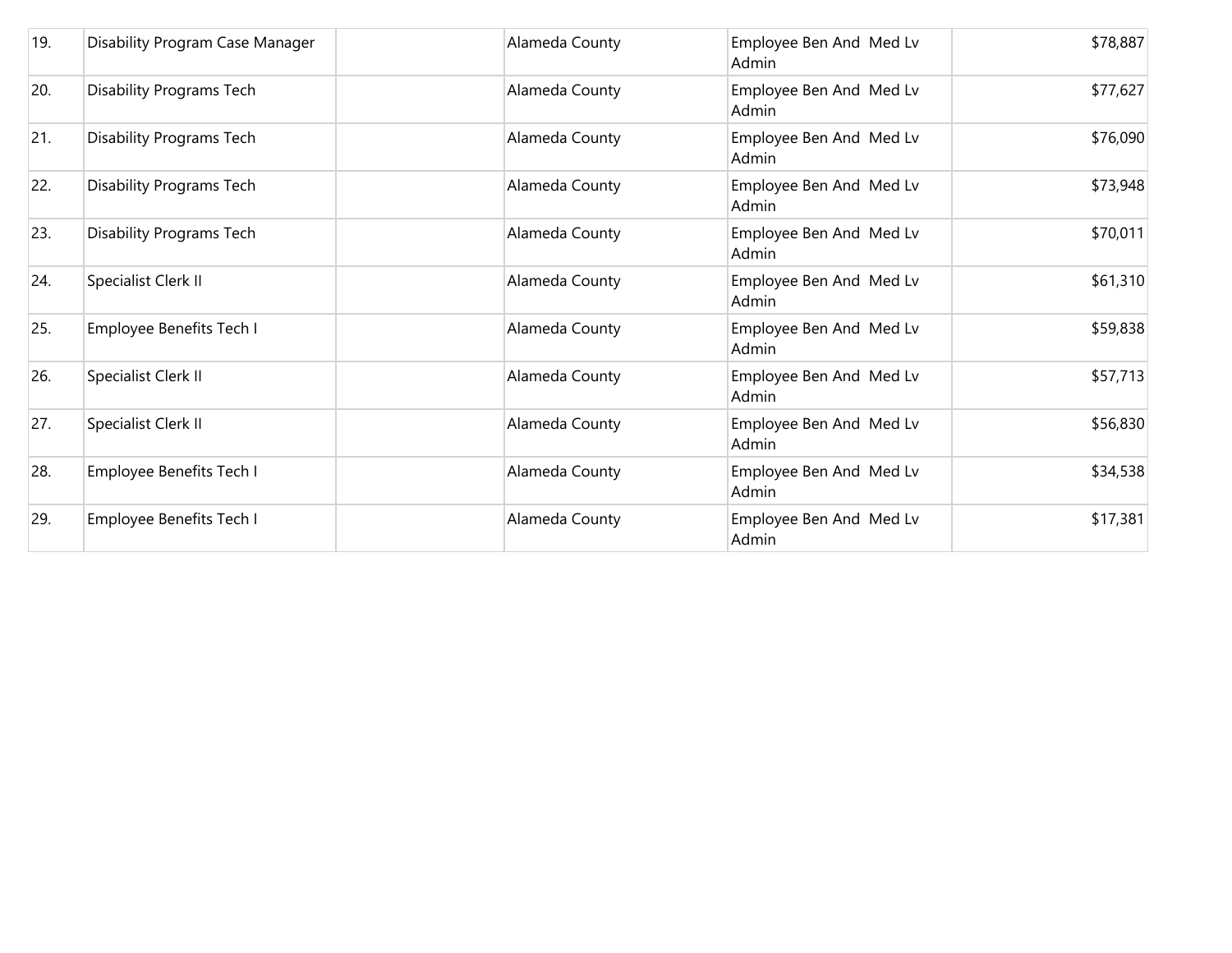| | | | | | |
|---|---|---|---|---|---|
| 19. | Disability Program Case Manager | | Alameda County | Employee Ben And Med Lv Admin | $78,887 |
| 20. | Disability Programs Tech | | Alameda County | Employee Ben And Med Lv Admin | $77,627 |
| 21. | Disability Programs Tech | | Alameda County | Employee Ben And Med Lv Admin | $76,090 |
| 22. | Disability Programs Tech | | Alameda County | Employee Ben And Med Lv Admin | $73,948 |
| 23. | Disability Programs Tech | | Alameda County | Employee Ben And Med Lv Admin | $70,011 |
| 24. | Specialist Clerk II | | Alameda County | Employee Ben And Med Lv Admin | $61,310 |
| 25. | Employee Benefits Tech I | | Alameda County | Employee Ben And Med Lv Admin | $59,838 |
| 26. | Specialist Clerk II | | Alameda County | Employee Ben And Med Lv Admin | $57,713 |
| 27. | Specialist Clerk II | | Alameda County | Employee Ben And Med Lv Admin | $56,830 |
| 28. | Employee Benefits Tech I | | Alameda County | Employee Ben And Med Lv Admin | $34,538 |
| 29. | Employee Benefits Tech I | | Alameda County | Employee Ben And Med Lv Admin | $17,381 |